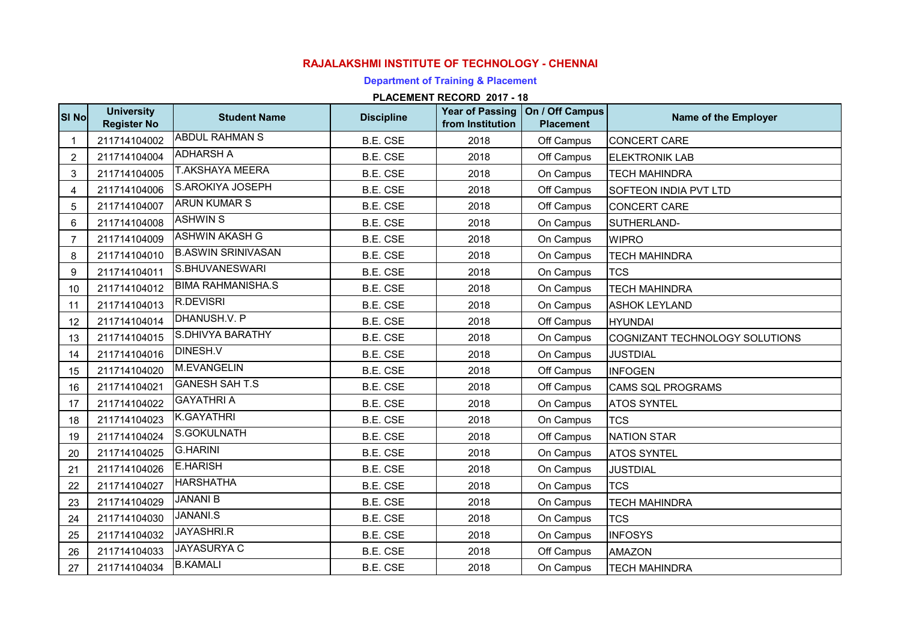# RAJALAKSHMI INSTITUTE OF TECHNOLOGY - CHENNAI

## Department of Training & Placement

### PLACEMENT RECORD 2017 - 18

| SI No | University Register No | Student Name | Discipline | Year of Passing from Institution | On / Off Campus Placement | Name of the Employer |
|---|---|---|---|---|---|---|
| 1 | 211714104002 | ABDUL RAHMAN S | B.E. CSE | 2018 | Off Campus | CONCERT CARE |
| 2 | 211714104004 | ADHARSH A | B.E. CSE | 2018 | Off Campus | ELEKTRONIK LAB |
| 3 | 211714104005 | T.AKSHAYA MEERA | B.E. CSE | 2018 | On Campus | TECH MAHINDRA |
| 4 | 211714104006 | S.AROKIYA JOSEPH | B.E. CSE | 2018 | Off Campus | SOFTEON INDIA PVT LTD |
| 5 | 211714104007 | ARUN KUMAR S | B.E. CSE | 2018 | Off Campus | CONCERT CARE |
| 6 | 211714104008 | ASHWIN S | B.E. CSE | 2018 | On Campus | SUTHERLAND- |
| 7 | 211714104009 | ASHWIN AKASH G | B.E. CSE | 2018 | On Campus | WIPRO |
| 8 | 211714104010 | B.ASWIN SRINIVASAN | B.E. CSE | 2018 | On Campus | TECH MAHINDRA |
| 9 | 211714104011 | S.BHUVANESWARI | B.E. CSE | 2018 | On Campus | TCS |
| 10 | 211714104012 | BIMA RAHMANISHA.S | B.E. CSE | 2018 | On Campus | TECH MAHINDRA |
| 11 | 211714104013 | R.DEVISRI | B.E. CSE | 2018 | On Campus | ASHOK LEYLAND |
| 12 | 211714104014 | DHANUSH.V. P | B.E. CSE | 2018 | Off Campus | HYUNDAI |
| 13 | 211714104015 | S.DHIVYA BARATHY | B.E. CSE | 2018 | On Campus | COGNIZANT TECHNOLOGY SOLUTIONS |
| 14 | 211714104016 | DINESH.V | B.E. CSE | 2018 | On Campus | JUSTDIAL |
| 15 | 211714104020 | M.EVANGELIN | B.E. CSE | 2018 | Off Campus | INFOGEN |
| 16 | 211714104021 | GANESH SAH T.S | B.E. CSE | 2018 | Off Campus | CAMS SQL PROGRAMS |
| 17 | 211714104022 | GAYATHRI A | B.E. CSE | 2018 | On Campus | ATOS SYNTEL |
| 18 | 211714104023 | K.GAYATHRI | B.E. CSE | 2018 | On Campus | TCS |
| 19 | 211714104024 | S.GOKULNATH | B.E. CSE | 2018 | Off Campus | NATION STAR |
| 20 | 211714104025 | G.HARINI | B.E. CSE | 2018 | On Campus | ATOS SYNTEL |
| 21 | 211714104026 | E.HARISH | B.E. CSE | 2018 | On Campus | JUSTDIAL |
| 22 | 211714104027 | HARSHATHA | B.E. CSE | 2018 | On Campus | TCS |
| 23 | 211714104029 | JANANI B | B.E. CSE | 2018 | On Campus | TECH MAHINDRA |
| 24 | 211714104030 | JANANI.S | B.E. CSE | 2018 | On Campus | TCS |
| 25 | 211714104032 | JAYASHRI.R | B.E. CSE | 2018 | On Campus | INFOSYS |
| 26 | 211714104033 | JAYASURYA C | B.E. CSE | 2018 | Off Campus | AMAZON |
| 27 | 211714104034 | B.KAMALI | B.E. CSE | 2018 | On Campus | TECH MAHINDRA |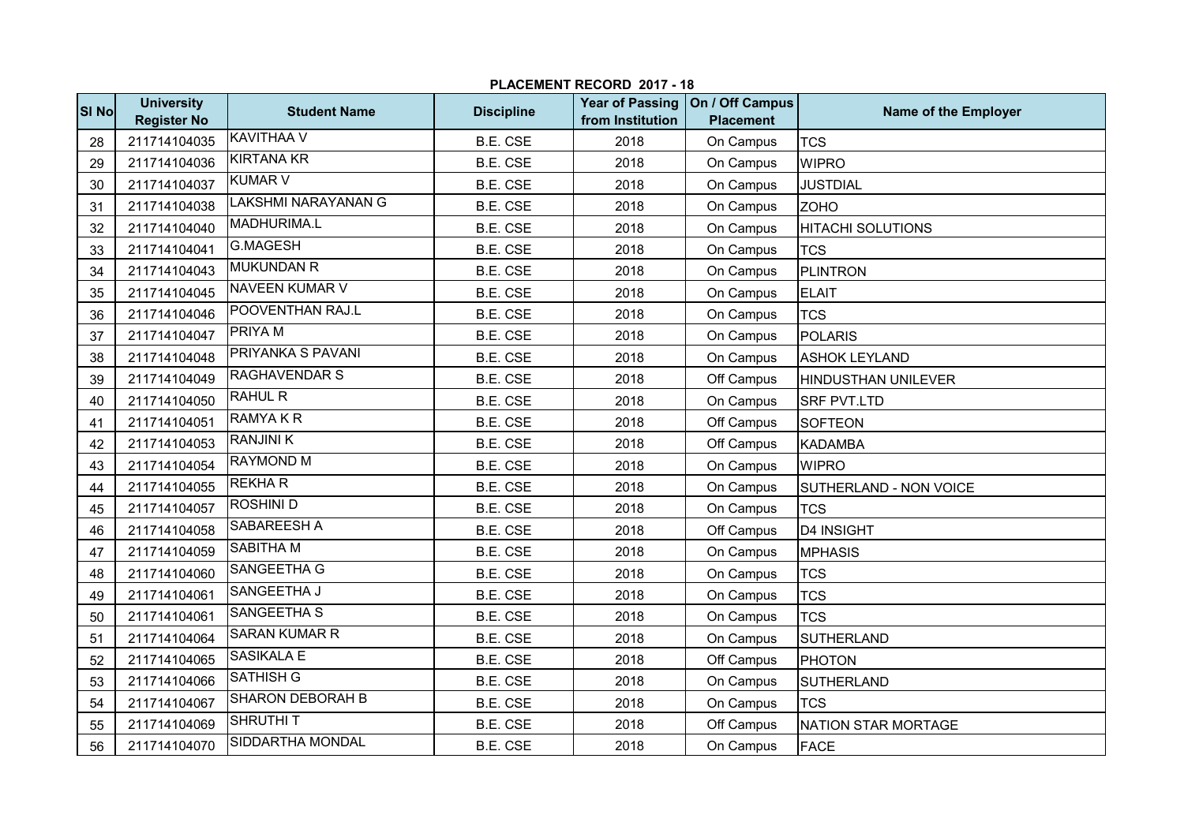## PLACEMENT RECORD 2017 - 18

| Sl No | University Register No | Student Name | Discipline | Year of Passing from Institution | On / Off Campus Placement | Name of the Employer |
|---|---|---|---|---|---|---|
| 28 | 211714104035 | KAVITHAA V | B.E. CSE | 2018 | On Campus | TCS |
| 29 | 211714104036 | KIRTANA KR | B.E. CSE | 2018 | On Campus | WIPRO |
| 30 | 211714104037 | KUMAR V | B.E. CSE | 2018 | On Campus | JUSTDIAL |
| 31 | 211714104038 | LAKSHMI NARAYANAN G | B.E. CSE | 2018 | On Campus | ZOHO |
| 32 | 211714104040 | MADHURIMA.L | B.E. CSE | 2018 | On Campus | HITACHI SOLUTIONS |
| 33 | 211714104041 | G.MAGESH | B.E. CSE | 2018 | On Campus | TCS |
| 34 | 211714104043 | MUKUNDAN R | B.E. CSE | 2018 | On Campus | PLINTRON |
| 35 | 211714104045 | NAVEEN KUMAR V | B.E. CSE | 2018 | On Campus | ELAIT |
| 36 | 211714104046 | POOVENTHAN RAJ.L | B.E. CSE | 2018 | On Campus | TCS |
| 37 | 211714104047 | PRIYA M | B.E. CSE | 2018 | On Campus | POLARIS |
| 38 | 211714104048 | PRIYANKA S PAVANI | B.E. CSE | 2018 | On Campus | ASHOK LEYLAND |
| 39 | 211714104049 | RAGHAVENDAR S | B.E. CSE | 2018 | Off Campus | HINDUSTHAN UNILEVER |
| 40 | 211714104050 | RAHUL R | B.E. CSE | 2018 | On Campus | SRF PVT.LTD |
| 41 | 211714104051 | RAMYA K R | B.E. CSE | 2018 | Off Campus | SOFTEON |
| 42 | 211714104053 | RANJINI K | B.E. CSE | 2018 | Off Campus | KADAMBA |
| 43 | 211714104054 | RAYMOND M | B.E. CSE | 2018 | On Campus | WIPRO |
| 44 | 211714104055 | REKHA R | B.E. CSE | 2018 | On Campus | SUTHERLAND - NON VOICE |
| 45 | 211714104057 | ROSHINI D | B.E. CSE | 2018 | On Campus | TCS |
| 46 | 211714104058 | SABAREESH A | B.E. CSE | 2018 | Off Campus | D4 INSIGHT |
| 47 | 211714104059 | SABITHA M | B.E. CSE | 2018 | On Campus | MPHASIS |
| 48 | 211714104060 | SANGEETHA G | B.E. CSE | 2018 | On Campus | TCS |
| 49 | 211714104061 | SANGEETHA J | B.E. CSE | 2018 | On Campus | TCS |
| 50 | 211714104061 | SANGEETHA S | B.E. CSE | 2018 | On Campus | TCS |
| 51 | 211714104064 | SARAN KUMAR R | B.E. CSE | 2018 | On Campus | SUTHERLAND |
| 52 | 211714104065 | SASIKALA E | B.E. CSE | 2018 | Off Campus | PHOTON |
| 53 | 211714104066 | SATHISH G | B.E. CSE | 2018 | On Campus | SUTHERLAND |
| 54 | 211714104067 | SHARON DEBORAH B | B.E. CSE | 2018 | On Campus | TCS |
| 55 | 211714104069 | SHRUTHI T | B.E. CSE | 2018 | Off Campus | NATION STAR MORTAGE |
| 56 | 211714104070 | SIDDARTHA MONDAL | B.E. CSE | 2018 | On Campus | FACE |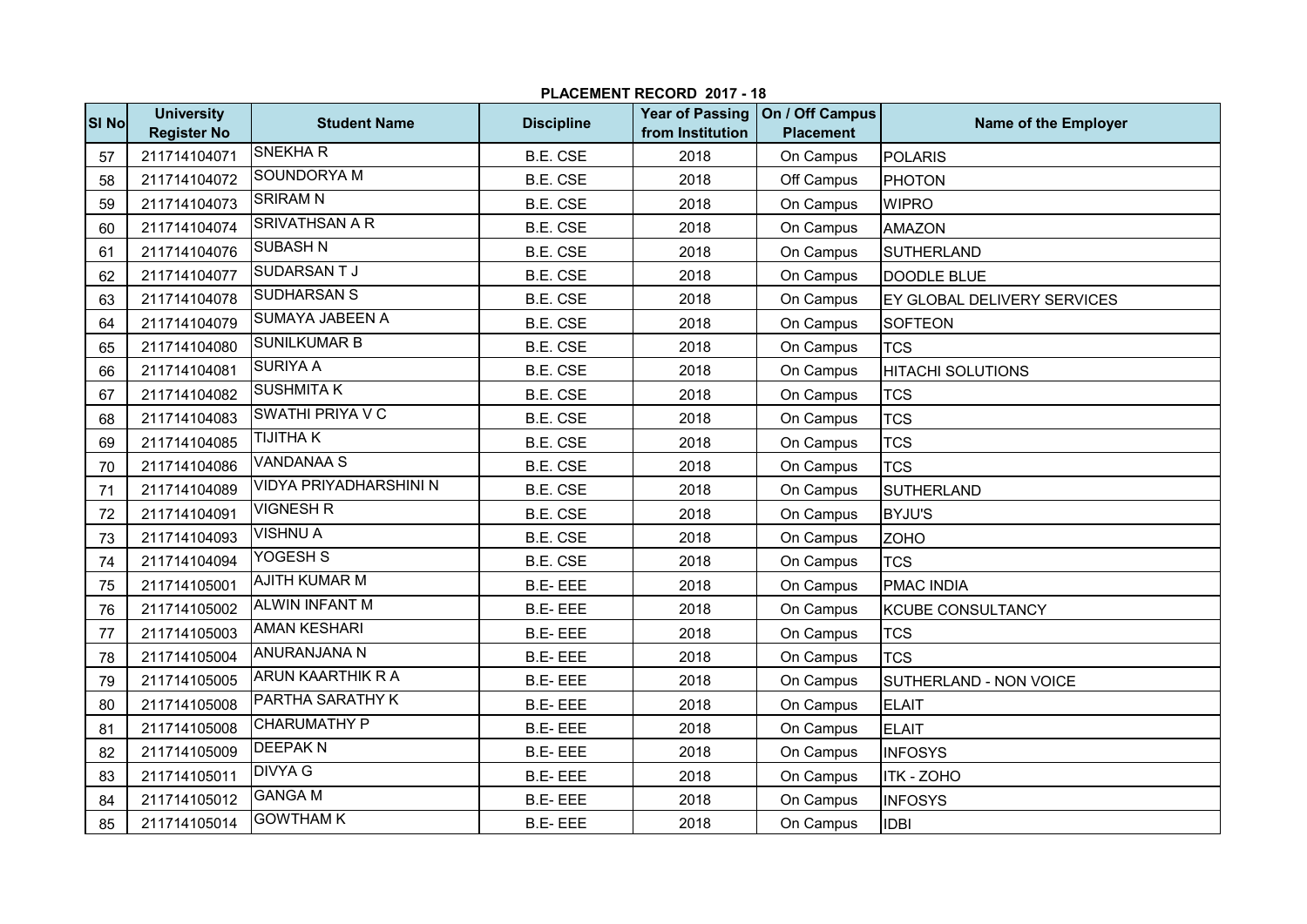**PLACEMENT RECORD 2017 - 18**

| Sl No | University Register No | Student Name | Discipline | Year of Passing from Institution | On / Off Campus Placement | Name of the Employer |
|---|---|---|---|---|---|---|
| 57 | 211714104071 | SNEKHA R | B.E. CSE | 2018 | On Campus | POLARIS |
| 58 | 211714104072 | SOUNDORYA M | B.E. CSE | 2018 | Off Campus | PHOTON |
| 59 | 211714104073 | SRIRAM N | B.E. CSE | 2018 | On Campus | WIPRO |
| 60 | 211714104074 | SRIVATHSAN A R | B.E. CSE | 2018 | On Campus | AMAZON |
| 61 | 211714104076 | SUBASH N | B.E. CSE | 2018 | On Campus | SUTHERLAND |
| 62 | 211714104077 | SUDARSAN T J | B.E. CSE | 2018 | On Campus | DOODLE BLUE |
| 63 | 211714104078 | SUDHARSAN S | B.E. CSE | 2018 | On Campus | EY GLOBAL DELIVERY SERVICES |
| 64 | 211714104079 | SUMAYA JABEEN A | B.E. CSE | 2018 | On Campus | SOFTEON |
| 65 | 211714104080 | SUNILKUMAR B | B.E. CSE | 2018 | On Campus | TCS |
| 66 | 211714104081 | SURIYA A | B.E. CSE | 2018 | On Campus | HITACHI SOLUTIONS |
| 67 | 211714104082 | SUSHMITA K | B.E. CSE | 2018 | On Campus | TCS |
| 68 | 211714104083 | SWATHI PRIYA V C | B.E. CSE | 2018 | On Campus | TCS |
| 69 | 211714104085 | TIJITHA K | B.E. CSE | 2018 | On Campus | TCS |
| 70 | 211714104086 | VANDANAA S | B.E. CSE | 2018 | On Campus | TCS |
| 71 | 211714104089 | VIDYA PRIYADHARSHINI N | B.E. CSE | 2018 | On Campus | SUTHERLAND |
| 72 | 211714104091 | VIGNESH R | B.E. CSE | 2018 | On Campus | BYJU'S |
| 73 | 211714104093 | VISHNU A | B.E. CSE | 2018 | On Campus | ZOHO |
| 74 | 211714104094 | YOGESH S | B.E. CSE | 2018 | On Campus | TCS |
| 75 | 211714105001 | AJITH KUMAR M | B.E- EEE | 2018 | On Campus | PMAC INDIA |
| 76 | 211714105002 | ALWIN INFANT M | B.E- EEE | 2018 | On Campus | KCUBE CONSULTANCY |
| 77 | 211714105003 | AMAN KESHARI | B.E- EEE | 2018 | On Campus | TCS |
| 78 | 211714105004 | ANURANJANA N | B.E- EEE | 2018 | On Campus | TCS |
| 79 | 211714105005 | ARUN KAARTHIK R A | B.E- EEE | 2018 | On Campus | SUTHERLAND - NON VOICE |
| 80 | 211714105008 | PARTHA SARATHY K | B.E- EEE | 2018 | On Campus | ELAIT |
| 81 | 211714105008 | CHARUMATHY P | B.E- EEE | 2018 | On Campus | ELAIT |
| 82 | 211714105009 | DEEPAK N | B.E- EEE | 2018 | On Campus | INFOSYS |
| 83 | 211714105011 | DIVYA G | B.E- EEE | 2018 | On Campus | ITK - ZOHO |
| 84 | 211714105012 | GANGA M | B.E- EEE | 2018 | On Campus | INFOSYS |
| 85 | 211714105014 | GOWTHAM K | B.E- EEE | 2018 | On Campus | IDBI |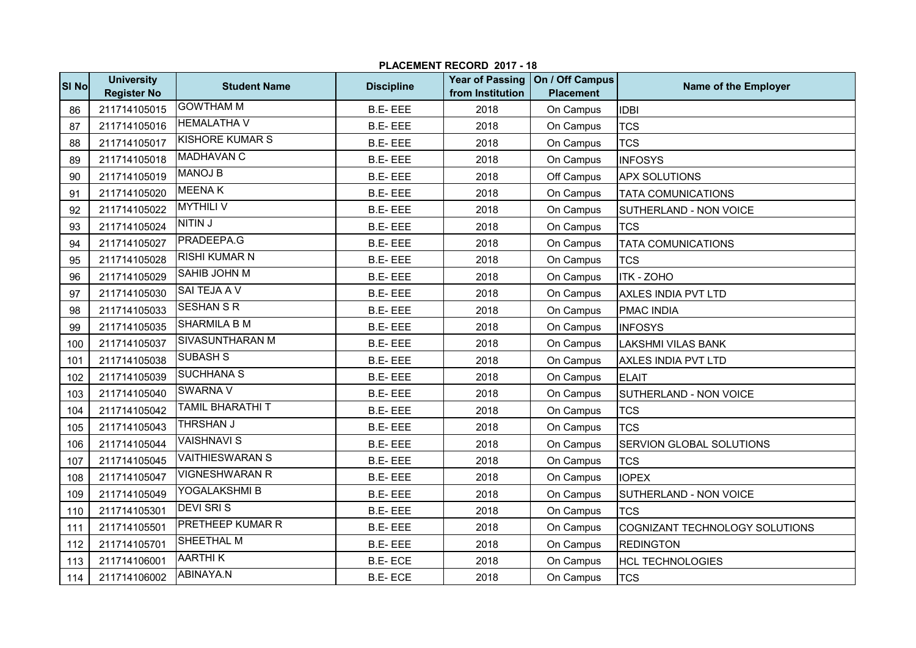**PLACEMENT RECORD 2017 - 18**

| Sl No | University Register No | Student Name | Discipline | Year of Passing from Institution | On / Off Campus Placement | Name of the Employer |
|---|---|---|---|---|---|---|
| 86 | 211714105015 | GOWTHAM M | B.E- EEE | 2018 | On Campus | IDBI |
| 87 | 211714105016 | HEMALATHA V | B.E- EEE | 2018 | On Campus | TCS |
| 88 | 211714105017 | KISHORE KUMAR S | B.E- EEE | 2018 | On Campus | TCS |
| 89 | 211714105018 | MADHAVAN C | B.E- EEE | 2018 | On Campus | INFOSYS |
| 90 | 211714105019 | MANOJ B | B.E- EEE | 2018 | Off Campus | APX SOLUTIONS |
| 91 | 211714105020 | MEENA K | B.E- EEE | 2018 | On Campus | TATA COMUNICATIONS |
| 92 | 211714105022 | MYTHILI V | B.E- EEE | 2018 | On Campus | SUTHERLAND - NON VOICE |
| 93 | 211714105024 | NITIN J | B.E- EEE | 2018 | On Campus | TCS |
| 94 | 211714105027 | PRADEEPA.G | B.E- EEE | 2018 | On Campus | TATA COMUNICATIONS |
| 95 | 211714105028 | RISHI KUMAR N | B.E- EEE | 2018 | On Campus | TCS |
| 96 | 211714105029 | SAHIB JOHN M | B.E- EEE | 2018 | On Campus | ITK - ZOHO |
| 97 | 211714105030 | SAI TEJA A V | B.E- EEE | 2018 | On Campus | AXLES INDIA PVT LTD |
| 98 | 211714105033 | SESHAN S R | B.E- EEE | 2018 | On Campus | PMAC INDIA |
| 99 | 211714105035 | SHARMILA B M | B.E- EEE | 2018 | On Campus | INFOSYS |
| 100 | 211714105037 | SIVASUNTHARAN M | B.E- EEE | 2018 | On Campus | LAKSHMI VILAS BANK |
| 101 | 211714105038 | SUBASH S | B.E- EEE | 2018 | On Campus | AXLES INDIA PVT LTD |
| 102 | 211714105039 | SUCHHANA S | B.E- EEE | 2018 | On Campus | ELAIT |
| 103 | 211714105040 | SWARNA V | B.E- EEE | 2018 | On Campus | SUTHERLAND - NON VOICE |
| 104 | 211714105042 | TAMIL BHARATHI T | B.E- EEE | 2018 | On Campus | TCS |
| 105 | 211714105043 | THRSHAN J | B.E- EEE | 2018 | On Campus | TCS |
| 106 | 211714105044 | VAISHNAVI S | B.E- EEE | 2018 | On Campus | SERVION GLOBAL SOLUTIONS |
| 107 | 211714105045 | VAITHIESWARAN S | B.E- EEE | 2018 | On Campus | TCS |
| 108 | 211714105047 | VIGNESHWARAN R | B.E- EEE | 2018 | On Campus | IOPEX |
| 109 | 211714105049 | YOGALAKSHMI B | B.E- EEE | 2018 | On Campus | SUTHERLAND - NON VOICE |
| 110 | 211714105301 | DEVI SRI S | B.E- EEE | 2018 | On Campus | TCS |
| 111 | 211714105501 | PRETHEEP KUMAR R | B.E- EEE | 2018 | On Campus | COGNIZANT TECHNOLOGY SOLUTIONS |
| 112 | 211714105701 | SHEETHAL M | B.E- EEE | 2018 | On Campus | REDINGTON |
| 113 | 211714106001 | AARTHI K | B.E- ECE | 2018 | On Campus | HCL TECHNOLOGIES |
| 114 | 211714106002 | ABINAYA.N | B.E- ECE | 2018 | On Campus | TCS |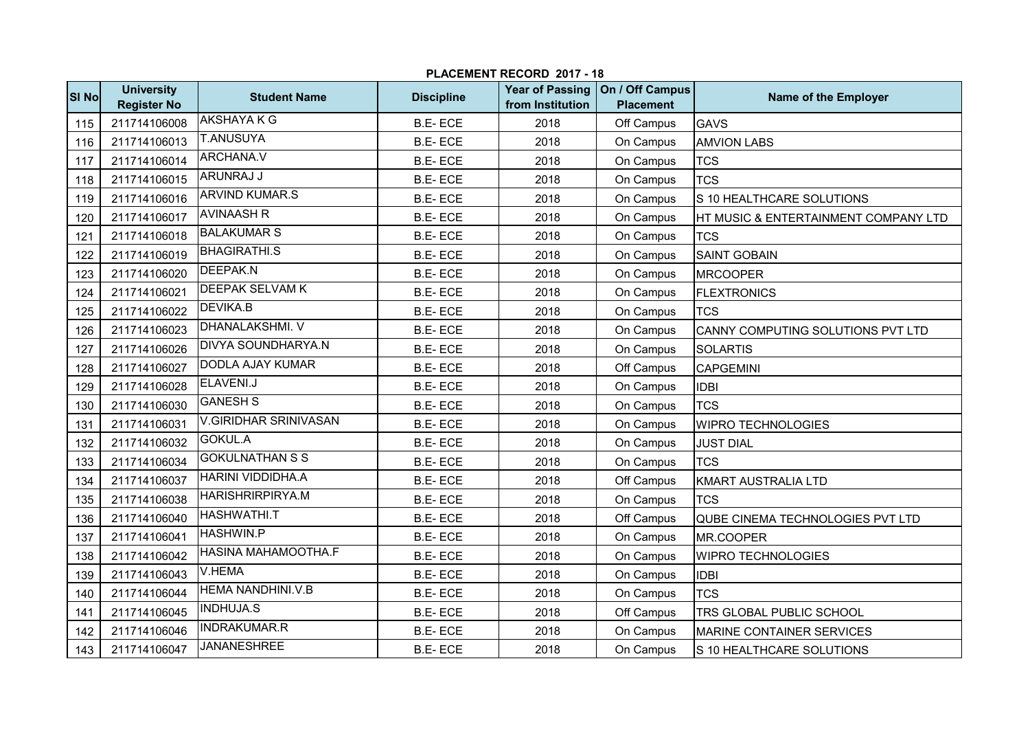**PLACEMENT RECORD 2017 - 18**

| Sl No | University Register No | Student Name | Discipline | Year of Passing from Institution | On / Off Campus Placement | Name of the Employer |
|---|---|---|---|---|---|---|
| 115 | 211714106008 | AKSHAYA K G | B.E- ECE | 2018 | Off Campus | GAVS |
| 116 | 211714106013 | T.ANUSUYA | B.E- ECE | 2018 | On Campus | AMVION LABS |
| 117 | 211714106014 | ARCHANA.V | B.E- ECE | 2018 | On Campus | TCS |
| 118 | 211714106015 | ARUNRAJ J | B.E- ECE | 2018 | On Campus | TCS |
| 119 | 211714106016 | ARVIND KUMAR.S | B.E- ECE | 2018 | On Campus | S 10 HEALTHCARE SOLUTIONS |
| 120 | 211714106017 | AVINAASH R | B.E- ECE | 2018 | On Campus | HT MUSIC & ENTERTAINMENT COMPANY LTD |
| 121 | 211714106018 | BALAKUMAR S | B.E- ECE | 2018 | On Campus | TCS |
| 122 | 211714106019 | BHAGIRATHI.S | B.E- ECE | 2018 | On Campus | SAINT GOBAIN |
| 123 | 211714106020 | DEEPAK.N | B.E- ECE | 2018 | On Campus | MRCOOPER |
| 124 | 211714106021 | DEEPAK SELVAM K | B.E- ECE | 2018 | On Campus | FLEXTRONICS |
| 125 | 211714106022 | DEVIKA.B | B.E- ECE | 2018 | On Campus | TCS |
| 126 | 211714106023 | DHANALAKSHMI. V | B.E- ECE | 2018 | On Campus | CANNY COMPUTING SOLUTIONS PVT LTD |
| 127 | 211714106026 | DIVYA SOUNDHARYA.N | B.E- ECE | 2018 | On Campus | SOLARTIS |
| 128 | 211714106027 | DODLA AJAY KUMAR | B.E- ECE | 2018 | Off Campus | CAPGEMINI |
| 129 | 211714106028 | ELAVENI.J | B.E- ECE | 2018 | On Campus | IDBI |
| 130 | 211714106030 | GANESH S | B.E- ECE | 2018 | On Campus | TCS |
| 131 | 211714106031 | V.GIRIDHAR SRINIVASAN | B.E- ECE | 2018 | On Campus | WIPRO TECHNOLOGIES |
| 132 | 211714106032 | GOKUL.A | B.E- ECE | 2018 | On Campus | JUST DIAL |
| 133 | 211714106034 | GOKULNATHAN S S | B.E- ECE | 2018 | On Campus | TCS |
| 134 | 211714106037 | HARINI VIDDIDHA.A | B.E- ECE | 2018 | Off Campus | KMART AUSTRALIA LTD |
| 135 | 211714106038 | HARISHRIRPIRYA.M | B.E- ECE | 2018 | On Campus | TCS |
| 136 | 211714106040 | HASHWATHI.T | B.E- ECE | 2018 | Off Campus | QUBE CINEMA TECHNOLOGIES PVT LTD |
| 137 | 211714106041 | HASHWIN.P | B.E- ECE | 2018 | On Campus | MR.COOPER |
| 138 | 211714106042 | HASINA MAHAMOOTHA.F | B.E- ECE | 2018 | On Campus | WIPRO TECHNOLOGIES |
| 139 | 211714106043 | V.HEMA | B.E- ECE | 2018 | On Campus | IDBI |
| 140 | 211714106044 | HEMA NANDHINI.V.B | B.E- ECE | 2018 | On Campus | TCS |
| 141 | 211714106045 | INDHUJA.S | B.E- ECE | 2018 | Off Campus | TRS GLOBAL PUBLIC SCHOOL |
| 142 | 211714106046 | INDRAKUMAR.R | B.E- ECE | 2018 | On Campus | MARINE CONTAINER SERVICES |
| 143 | 211714106047 | JANANESHREE | B.E- ECE | 2018 | On Campus | S 10 HEALTHCARE SOLUTIONS |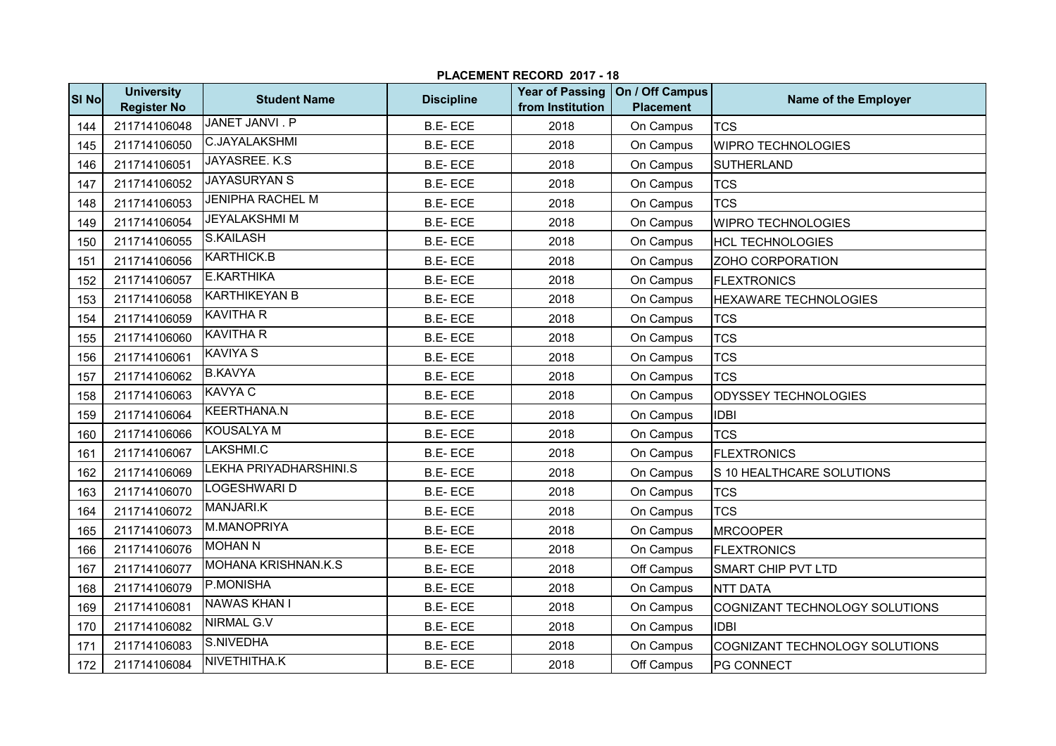**PLACEMENT RECORD 2017 - 18**

| Sl No | University Register No | Student Name | Discipline | Year of Passing from Institution | On / Off Campus Placement | Name of the Employer |
|---|---|---|---|---|---|---|
| 144 | 211714106048 | JANET JANVI . P | B.E- ECE | 2018 | On Campus | TCS |
| 145 | 211714106050 | C.JAYALAKSHMI | B.E- ECE | 2018 | On Campus | WIPRO TECHNOLOGIES |
| 146 | 211714106051 | JAYASREE. K.S | B.E- ECE | 2018 | On Campus | SUTHERLAND |
| 147 | 211714106052 | JAYASURYAN S | B.E- ECE | 2018 | On Campus | TCS |
| 148 | 211714106053 | JENIPHA RACHEL M | B.E- ECE | 2018 | On Campus | TCS |
| 149 | 211714106054 | JEYALAKSHMI M | B.E- ECE | 2018 | On Campus | WIPRO TECHNOLOGIES |
| 150 | 211714106055 | S.KAILASH | B.E- ECE | 2018 | On Campus | HCL TECHNOLOGIES |
| 151 | 211714106056 | KARTHICK.B | B.E- ECE | 2018 | On Campus | ZOHO CORPORATION |
| 152 | 211714106057 | E.KARTHIKA | B.E- ECE | 2018 | On Campus | FLEXTRONICS |
| 153 | 211714106058 | KARTHIKEYAN B | B.E- ECE | 2018 | On Campus | HEXAWARE TECHNOLOGIES |
| 154 | 211714106059 | KAVITHA R | B.E- ECE | 2018 | On Campus | TCS |
| 155 | 211714106060 | KAVITHA R | B.E- ECE | 2018 | On Campus | TCS |
| 156 | 211714106061 | KAVIYA S | B.E- ECE | 2018 | On Campus | TCS |
| 157 | 211714106062 | B.KAVYA | B.E- ECE | 2018 | On Campus | TCS |
| 158 | 211714106063 | KAVYA C | B.E- ECE | 2018 | On Campus | ODYSSEY TECHNOLOGIES |
| 159 | 211714106064 | KEERTHANA.N | B.E- ECE | 2018 | On Campus | IDBI |
| 160 | 211714106066 | KOUSALYA M | B.E- ECE | 2018 | On Campus | TCS |
| 161 | 211714106067 | LAKSHMI.C | B.E- ECE | 2018 | On Campus | FLEXTRONICS |
| 162 | 211714106069 | LEKHA PRIYADHARSHINI.S | B.E- ECE | 2018 | On Campus | S 10 HEALTHCARE SOLUTIONS |
| 163 | 211714106070 | LOGESHWARI D | B.E- ECE | 2018 | On Campus | TCS |
| 164 | 211714106072 | MANJARI.K | B.E- ECE | 2018 | On Campus | TCS |
| 165 | 211714106073 | M.MANOPRIYA | B.E- ECE | 2018 | On Campus | MRCOOPER |
| 166 | 211714106076 | MOHAN N | B.E- ECE | 2018 | On Campus | FLEXTRONICS |
| 167 | 211714106077 | MOHANA KRISHNAN.K.S | B.E- ECE | 2018 | Off Campus | SMART CHIP PVT LTD |
| 168 | 211714106079 | P.MONISHA | B.E- ECE | 2018 | On Campus | NTT DATA |
| 169 | 211714106081 | NAWAS KHAN I | B.E- ECE | 2018 | On Campus | COGNIZANT TECHNOLOGY SOLUTIONS |
| 170 | 211714106082 | NIRMAL G.V | B.E- ECE | 2018 | On Campus | IDBI |
| 171 | 211714106083 | S.NIVEDHA | B.E- ECE | 2018 | On Campus | COGNIZANT TECHNOLOGY SOLUTIONS |
| 172 | 211714106084 | NIVETHITHA.K | B.E- ECE | 2018 | Off Campus | PG CONNECT |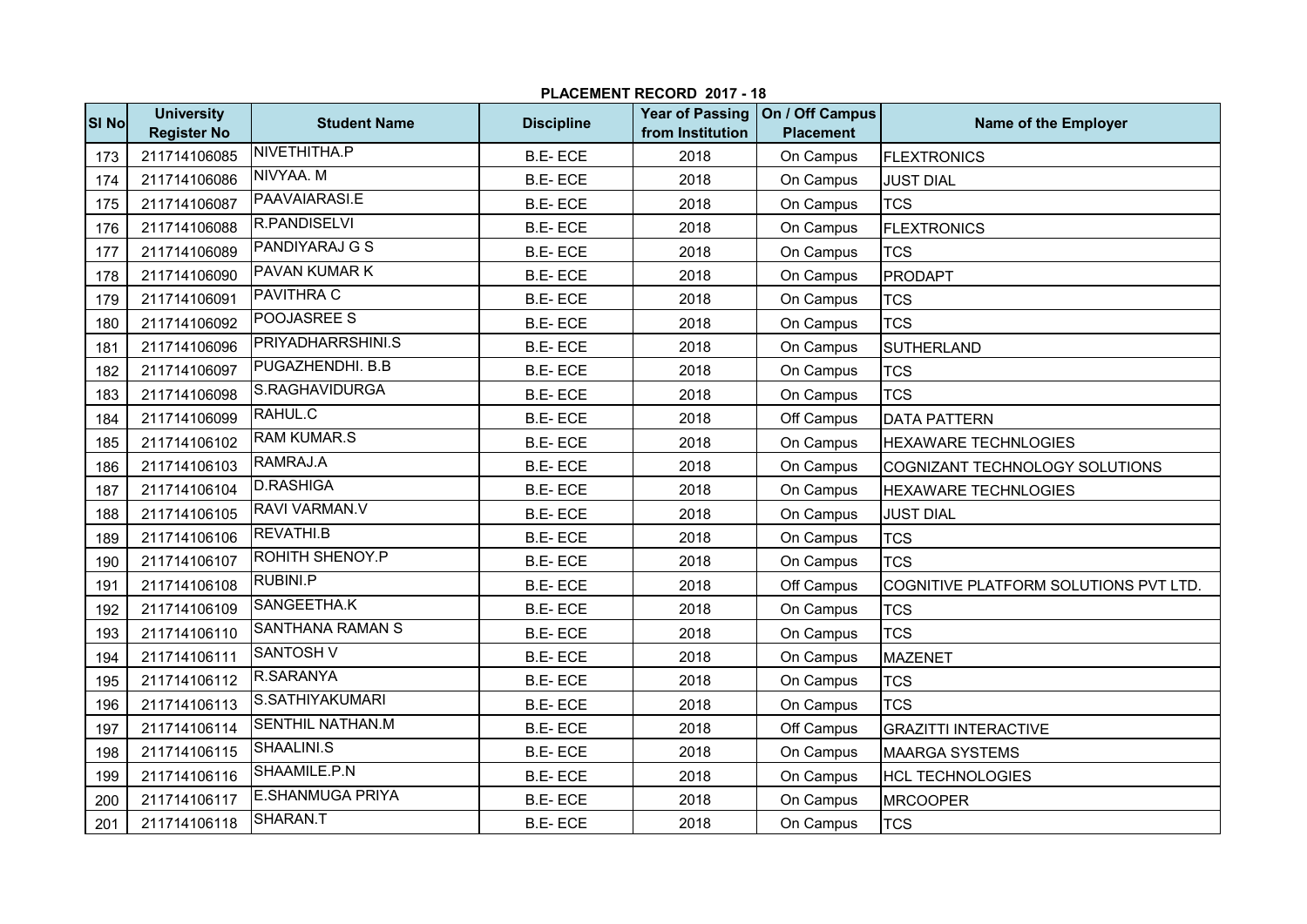**PLACEMENT RECORD 2017 - 18**

| Sl No | University Register No | Student Name | Discipline | Year of Passing from Institution | On / Off Campus Placement | Name of the Employer |
|---|---|---|---|---|---|---|
| 173 | 211714106085 | NIVETHITHA.P | B.E- ECE | 2018 | On Campus | FLEXTRONICS |
| 174 | 211714106086 | NIVYAA. M | B.E- ECE | 2018 | On Campus | JUST DIAL |
| 175 | 211714106087 | PAAVAIARASI.E | B.E- ECE | 2018 | On Campus | TCS |
| 176 | 211714106088 | R.PANDISELVI | B.E- ECE | 2018 | On Campus | FLEXTRONICS |
| 177 | 211714106089 | PANDIYARAJ G S | B.E- ECE | 2018 | On Campus | TCS |
| 178 | 211714106090 | PAVAN KUMAR K | B.E- ECE | 2018 | On Campus | PRODAPT |
| 179 | 211714106091 | PAVITHRA C | B.E- ECE | 2018 | On Campus | TCS |
| 180 | 211714106092 | POOJASREE S | B.E- ECE | 2018 | On Campus | TCS |
| 181 | 211714106096 | PRIYADHARRSHINI.S | B.E- ECE | 2018 | On Campus | SUTHERLAND |
| 182 | 211714106097 | PUGAZHENDHI. B.B | B.E- ECE | 2018 | On Campus | TCS |
| 183 | 211714106098 | S.RAGHAVIDURGA | B.E- ECE | 2018 | On Campus | TCS |
| 184 | 211714106099 | RAHUL.C | B.E- ECE | 2018 | Off Campus | DATA PATTERN |
| 185 | 211714106102 | RAM KUMAR.S | B.E- ECE | 2018 | On Campus | HEXAWARE TECHNLOGIES |
| 186 | 211714106103 | RAMRAJ.A | B.E- ECE | 2018 | On Campus | COGNIZANT TECHNOLOGY SOLUTIONS |
| 187 | 211714106104 | D.RASHIGA | B.E- ECE | 2018 | On Campus | HEXAWARE TECHNLOGIES |
| 188 | 211714106105 | RAVI VARMAN.V | B.E- ECE | 2018 | On Campus | JUST DIAL |
| 189 | 211714106106 | REVATHI.B | B.E- ECE | 2018 | On Campus | TCS |
| 190 | 211714106107 | ROHITH SHENOY.P | B.E- ECE | 2018 | On Campus | TCS |
| 191 | 211714106108 | RUBINI.P | B.E- ECE | 2018 | Off Campus | COGNITIVE PLATFORM SOLUTIONS PVT LTD. |
| 192 | 211714106109 | SANGEETHA.K | B.E- ECE | 2018 | On Campus | TCS |
| 193 | 211714106110 | SANTHANA RAMAN S | B.E- ECE | 2018 | On Campus | TCS |
| 194 | 211714106111 | SANTOSH V | B.E- ECE | 2018 | On Campus | MAZENET |
| 195 | 211714106112 | R.SARANYA | B.E- ECE | 2018 | On Campus | TCS |
| 196 | 211714106113 | S.SATHIYAKUMARI | B.E- ECE | 2018 | On Campus | TCS |
| 197 | 211714106114 | SENTHIL NATHAN.M | B.E- ECE | 2018 | Off Campus | GRAZITTI INTERACTIVE |
| 198 | 211714106115 | SHAALINI.S | B.E- ECE | 2018 | On Campus | MAARGA SYSTEMS |
| 199 | 211714106116 | SHAAMILE.P.N | B.E- ECE | 2018 | On Campus | HCL TECHNOLOGIES |
| 200 | 211714106117 | E.SHANMUGA PRIYA | B.E- ECE | 2018 | On Campus | MRCOOPER |
| 201 | 211714106118 | SHARAN.T | B.E- ECE | 2018 | On Campus | TCS |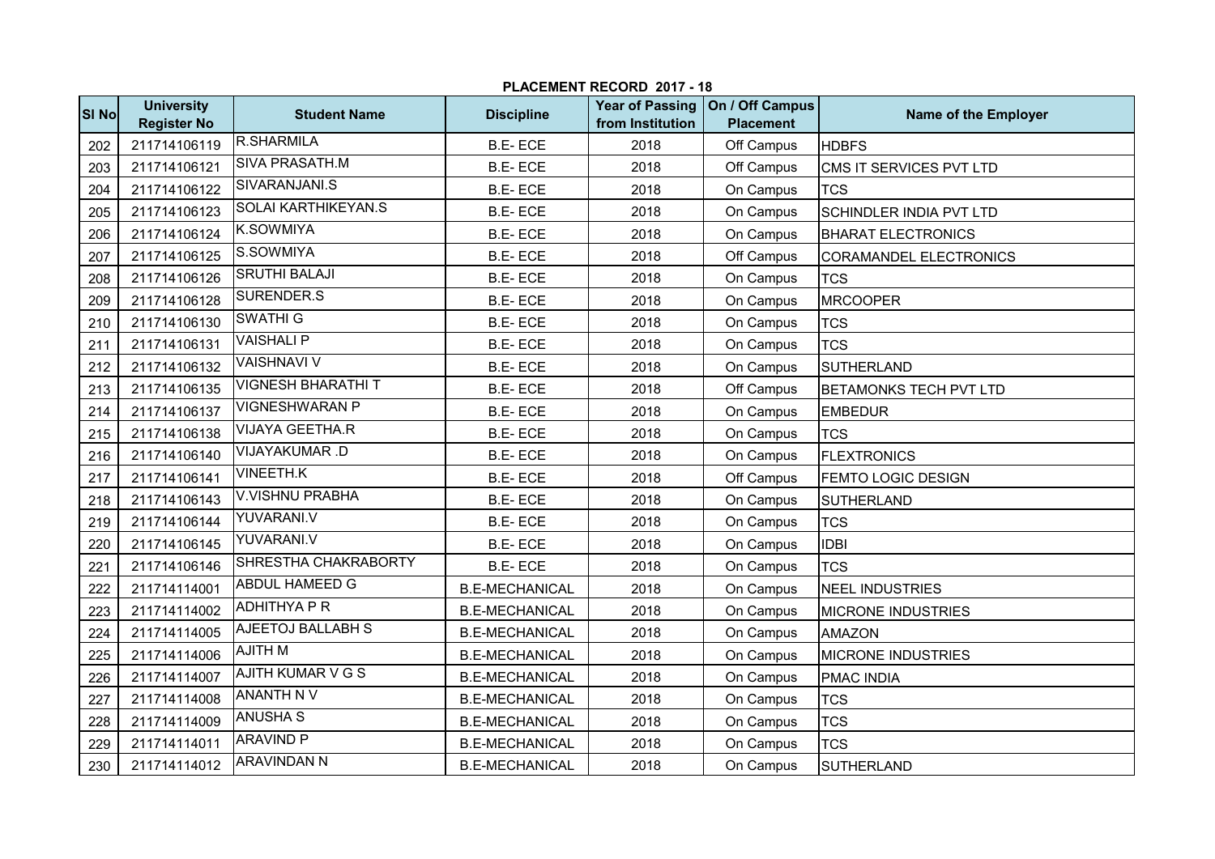## PLACEMENT RECORD 2017 - 18

| Sl No | University Register No | Student Name | Discipline | Year of Passing from Institution | On / Off Campus Placement | Name of the Employer |
|---|---|---|---|---|---|---|
| 202 | 211714106119 | R.SHARMILA | B.E- ECE | 2018 | Off Campus | HDBFS |
| 203 | 211714106121 | SIVA PRASATH.M | B.E- ECE | 2018 | Off Campus | CMS IT SERVICES PVT LTD |
| 204 | 211714106122 | SIVARANJANI.S | B.E- ECE | 2018 | On Campus | TCS |
| 205 | 211714106123 | SOLAI KARTHIKEYAN.S | B.E- ECE | 2018 | On Campus | SCHINDLER INDIA PVT LTD |
| 206 | 211714106124 | K.SOWMIYA | B.E- ECE | 2018 | On Campus | BHARAT ELECTRONICS |
| 207 | 211714106125 | S.SOWMIYA | B.E- ECE | 2018 | Off Campus | CORAMANDEL ELECTRONICS |
| 208 | 211714106126 | SRUTHI BALAJI | B.E- ECE | 2018 | On Campus | TCS |
| 209 | 211714106128 | SURENDER.S | B.E- ECE | 2018 | On Campus | MRCOOPER |
| 210 | 211714106130 | SWATHI G | B.E- ECE | 2018 | On Campus | TCS |
| 211 | 211714106131 | VAISHALI P | B.E- ECE | 2018 | On Campus | TCS |
| 212 | 211714106132 | VAISHNAVI V | B.E- ECE | 2018 | On Campus | SUTHERLAND |
| 213 | 211714106135 | VIGNESH BHARATHI T | B.E- ECE | 2018 | Off Campus | BETAMONKS TECH PVT LTD |
| 214 | 211714106137 | VIGNESHWARAN P | B.E- ECE | 2018 | On Campus | EMBEDUR |
| 215 | 211714106138 | VIJAYA GEETHA.R | B.E- ECE | 2018 | On Campus | TCS |
| 216 | 211714106140 | VIJAYAKUMAR .D | B.E- ECE | 2018 | On Campus | FLEXTRONICS |
| 217 | 211714106141 | VINEETH.K | B.E- ECE | 2018 | Off Campus | FEMTO LOGIC DESIGN |
| 218 | 211714106143 | V.VISHNU PRABHA | B.E- ECE | 2018 | On Campus | SUTHERLAND |
| 219 | 211714106144 | YUVARANI.V | B.E- ECE | 2018 | On Campus | TCS |
| 220 | 211714106145 | YUVARANI.V | B.E- ECE | 2018 | On Campus | IDBI |
| 221 | 211714106146 | SHRESTHA CHAKRABORTY | B.E- ECE | 2018 | On Campus | TCS |
| 222 | 211714114001 | ABDUL HAMEED G | B.E-MECHANICAL | 2018 | On Campus | NEEL INDUSTRIES |
| 223 | 211714114002 | ADHITHYA P R | B.E-MECHANICAL | 2018 | On Campus | MICRONE INDUSTRIES |
| 224 | 211714114005 | AJEETOJ BALLABH S | B.E-MECHANICAL | 2018 | On Campus | AMAZON |
| 225 | 211714114006 | AJITH M | B.E-MECHANICAL | 2018 | On Campus | MICRONE INDUSTRIES |
| 226 | 211714114007 | AJITH KUMAR V G S | B.E-MECHANICAL | 2018 | On Campus | PMAC INDIA |
| 227 | 211714114008 | ANANTH N V | B.E-MECHANICAL | 2018 | On Campus | TCS |
| 228 | 211714114009 | ANUSHA S | B.E-MECHANICAL | 2018 | On Campus | TCS |
| 229 | 211714114011 | ARAVIND P | B.E-MECHANICAL | 2018 | On Campus | TCS |
| 230 | 211714114012 | ARAVINDAN N | B.E-MECHANICAL | 2018 | On Campus | SUTHERLAND |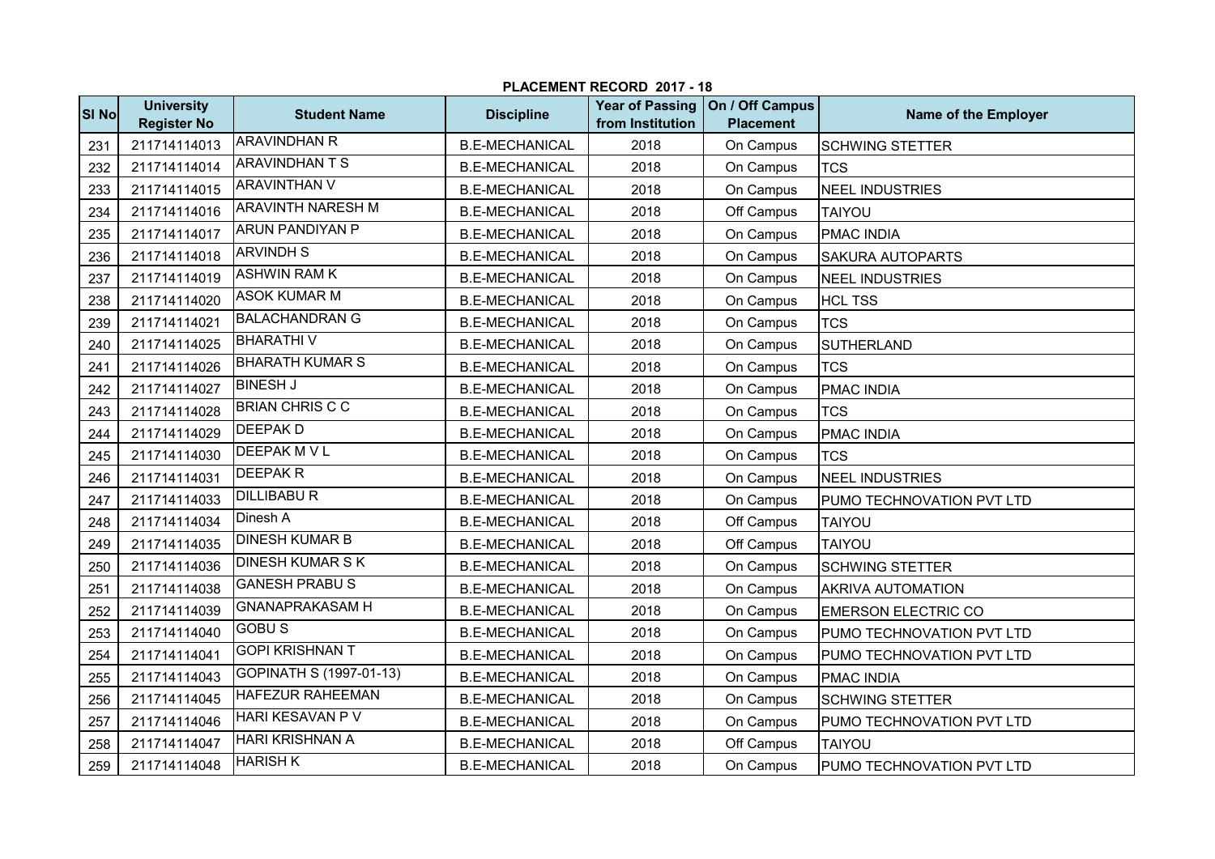**PLACEMENT RECORD 2017 - 18**

| Sl No | University Register No | Student Name | Discipline | Year of Passing from Institution | On / Off Campus Placement | Name of the Employer |
|---|---|---|---|---|---|---|
| 231 | 211714114013 | ARAVINDHAN R | B.E-MECHANICAL | 2018 | On Campus | SCHWING STETTER |
| 232 | 211714114014 | ARAVINDHAN T S | B.E-MECHANICAL | 2018 | On Campus | TCS |
| 233 | 211714114015 | ARAVINTHAN V | B.E-MECHANICAL | 2018 | On Campus | NEEL INDUSTRIES |
| 234 | 211714114016 | ARAVINTH NARESH M | B.E-MECHANICAL | 2018 | Off Campus | TAIYOU |
| 235 | 211714114017 | ARUN PANDIYAN P | B.E-MECHANICAL | 2018 | On Campus | PMAC INDIA |
| 236 | 211714114018 | ARVINDH S | B.E-MECHANICAL | 2018 | On Campus | SAKURA AUTOPARTS |
| 237 | 211714114019 | ASHWIN RAM K | B.E-MECHANICAL | 2018 | On Campus | NEEL INDUSTRIES |
| 238 | 211714114020 | ASOK KUMAR M | B.E-MECHANICAL | 2018 | On Campus | HCL TSS |
| 239 | 211714114021 | BALACHANDRAN G | B.E-MECHANICAL | 2018 | On Campus | TCS |
| 240 | 211714114025 | BHARATHI V | B.E-MECHANICAL | 2018 | On Campus | SUTHERLAND |
| 241 | 211714114026 | BHARATH KUMAR S | B.E-MECHANICAL | 2018 | On Campus | TCS |
| 242 | 211714114027 | BINESH J | B.E-MECHANICAL | 2018 | On Campus | PMAC INDIA |
| 243 | 211714114028 | BRIAN CHRIS C C | B.E-MECHANICAL | 2018 | On Campus | TCS |
| 244 | 211714114029 | DEEPAK D | B.E-MECHANICAL | 2018 | On Campus | PMAC INDIA |
| 245 | 211714114030 | DEEPAK M V L | B.E-MECHANICAL | 2018 | On Campus | TCS |
| 246 | 211714114031 | DEEPAK R | B.E-MECHANICAL | 2018 | On Campus | NEEL INDUSTRIES |
| 247 | 211714114033 | DILLIBABU R | B.E-MECHANICAL | 2018 | On Campus | PUMO TECHNOVATION PVT LTD |
| 248 | 211714114034 | Dinesh A | B.E-MECHANICAL | 2018 | Off Campus | TAIYOU |
| 249 | 211714114035 | DINESH KUMAR B | B.E-MECHANICAL | 2018 | Off Campus | TAIYOU |
| 250 | 211714114036 | DINESH KUMAR S K | B.E-MECHANICAL | 2018 | On Campus | SCHWING STETTER |
| 251 | 211714114038 | GANESH PRABU S | B.E-MECHANICAL | 2018 | On Campus | AKRIVA AUTOMATION |
| 252 | 211714114039 | GNANAPRAKASAM H | B.E-MECHANICAL | 2018 | On Campus | EMERSON ELECTRIC CO |
| 253 | 211714114040 | GOBU S | B.E-MECHANICAL | 2018 | On Campus | PUMO TECHNOVATION PVT LTD |
| 254 | 211714114041 | GOPI KRISHNAN T | B.E-MECHANICAL | 2018 | On Campus | PUMO TECHNOVATION PVT LTD |
| 255 | 211714114043 | GOPINATH S (1997-01-13) | B.E-MECHANICAL | 2018 | On Campus | PMAC INDIA |
| 256 | 211714114045 | HAFEZUR RAHEEMAN | B.E-MECHANICAL | 2018 | On Campus | SCHWING STETTER |
| 257 | 211714114046 | HARI KESAVAN P V | B.E-MECHANICAL | 2018 | On Campus | PUMO TECHNOVATION PVT LTD |
| 258 | 211714114047 | HARI KRISHNAN A | B.E-MECHANICAL | 2018 | Off Campus | TAIYOU |
| 259 | 211714114048 | HARISH K | B.E-MECHANICAL | 2018 | On Campus | PUMO TECHNOVATION PVT LTD |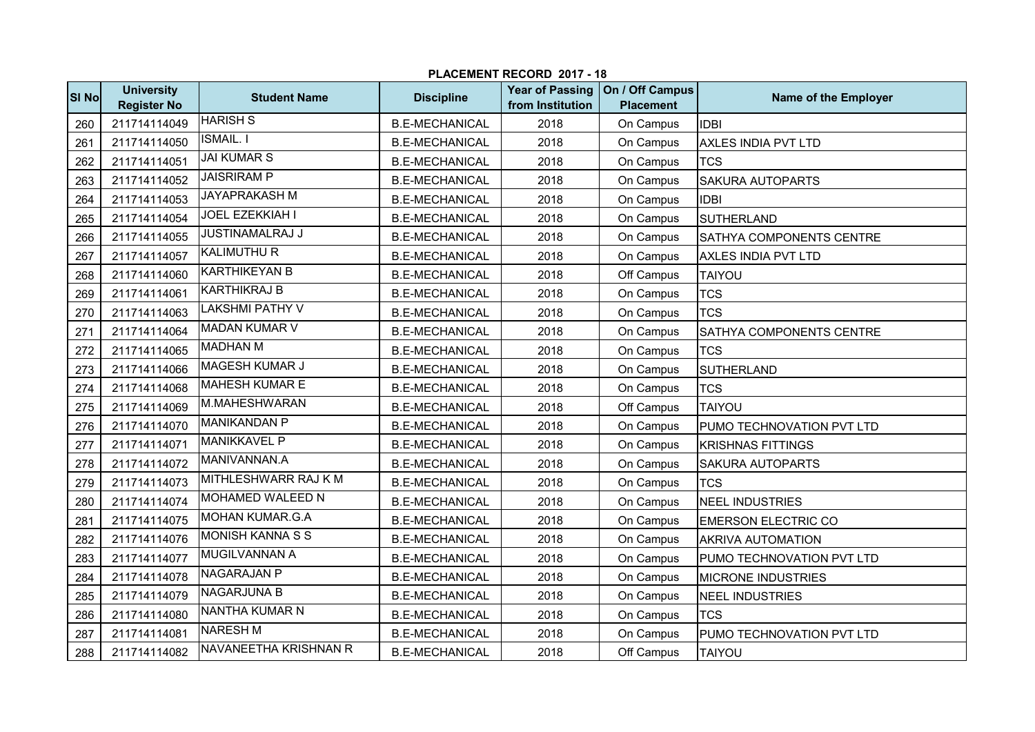## PLACEMENT RECORD 2017 - 18

| Sl No | University Register No | Student Name | Discipline | Year of Passing from Institution | On / Off Campus Placement | Name of the Employer |
|---|---|---|---|---|---|---|
| 260 | 211714114049 | HARISH S | B.E-MECHANICAL | 2018 | On Campus | IDBI |
| 261 | 211714114050 | ISMAIL. I | B.E-MECHANICAL | 2018 | On Campus | AXLES INDIA PVT LTD |
| 262 | 211714114051 | JAI KUMAR S | B.E-MECHANICAL | 2018 | On Campus | TCS |
| 263 | 211714114052 | JAISRIRAM P | B.E-MECHANICAL | 2018 | On Campus | SAKURA AUTOPARTS |
| 264 | 211714114053 | JAYAPRAKASH M | B.E-MECHANICAL | 2018 | On Campus | IDBI |
| 265 | 211714114054 | JOEL EZEKKIAH I | B.E-MECHANICAL | 2018 | On Campus | SUTHERLAND |
| 266 | 211714114055 | JUSTINAMALRAJ J | B.E-MECHANICAL | 2018 | On Campus | SATHYA COMPONENTS CENTRE |
| 267 | 211714114057 | KALIMUTHU R | B.E-MECHANICAL | 2018 | On Campus | AXLES INDIA PVT LTD |
| 268 | 211714114060 | KARTHIKEYAN B | B.E-MECHANICAL | 2018 | Off Campus | TAIYOU |
| 269 | 211714114061 | KARTHIKRAJ B | B.E-MECHANICAL | 2018 | On Campus | TCS |
| 270 | 211714114063 | LAKSHMI PATHY V | B.E-MECHANICAL | 2018 | On Campus | TCS |
| 271 | 211714114064 | MADAN KUMAR V | B.E-MECHANICAL | 2018 | On Campus | SATHYA COMPONENTS CENTRE |
| 272 | 211714114065 | MADHAN M | B.E-MECHANICAL | 2018 | On Campus | TCS |
| 273 | 211714114066 | MAGESH KUMAR J | B.E-MECHANICAL | 2018 | On Campus | SUTHERLAND |
| 274 | 211714114068 | MAHESH KUMAR E | B.E-MECHANICAL | 2018 | On Campus | TCS |
| 275 | 211714114069 | M.MAHESHWARAN | B.E-MECHANICAL | 2018 | Off Campus | TAIYOU |
| 276 | 211714114070 | MANIKANDAN P | B.E-MECHANICAL | 2018 | On Campus | PUMO TECHNOVATION PVT LTD |
| 277 | 211714114071 | MANIKKAVEL P | B.E-MECHANICAL | 2018 | On Campus | KRISHNAS FITTINGS |
| 278 | 211714114072 | MANIVANNAN.A | B.E-MECHANICAL | 2018 | On Campus | SAKURA AUTOPARTS |
| 279 | 211714114073 | MITHLESHWARR RAJ K M | B.E-MECHANICAL | 2018 | On Campus | TCS |
| 280 | 211714114074 | MOHAMED WALEED N | B.E-MECHANICAL | 2018 | On Campus | NEEL INDUSTRIES |
| 281 | 211714114075 | MOHAN KUMAR.G.A | B.E-MECHANICAL | 2018 | On Campus | EMERSON ELECTRIC CO |
| 282 | 211714114076 | MONISH KANNA S S | B.E-MECHANICAL | 2018 | On Campus | AKRIVA AUTOMATION |
| 283 | 211714114077 | MUGILVANNAN A | B.E-MECHANICAL | 2018 | On Campus | PUMO TECHNOVATION PVT LTD |
| 284 | 211714114078 | NAGARAJAN P | B.E-MECHANICAL | 2018 | On Campus | MICRONE INDUSTRIES |
| 285 | 211714114079 | NAGARJUNA B | B.E-MECHANICAL | 2018 | On Campus | NEEL INDUSTRIES |
| 286 | 211714114080 | NANTHA KUMAR N | B.E-MECHANICAL | 2018 | On Campus | TCS |
| 287 | 211714114081 | NARESH M | B.E-MECHANICAL | 2018 | On Campus | PUMO TECHNOVATION PVT LTD |
| 288 | 211714114082 | NAVANEETHA KRISHNAN R | B.E-MECHANICAL | 2018 | Off Campus | TAIYOU |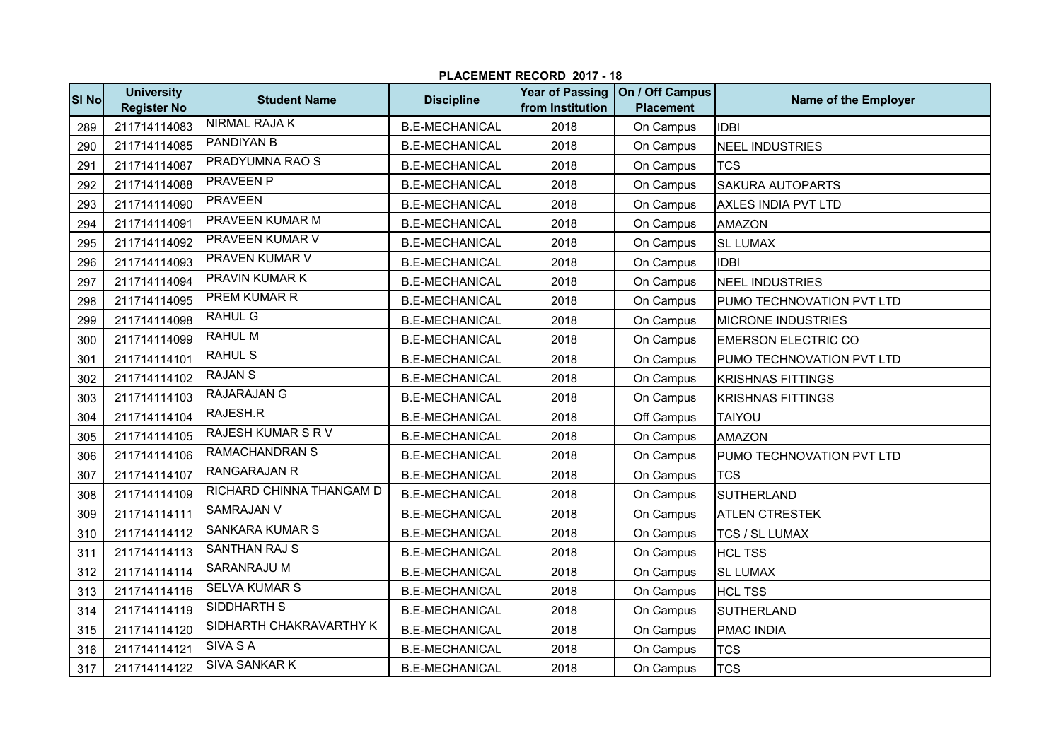## PLACEMENT RECORD 2017 - 18

| Sl No | University Register No | Student Name | Discipline | Year of Passing from Institution | On / Off Campus Placement | Name of the Employer |
|---|---|---|---|---|---|---|
| 289 | 211714114083 | NIRMAL RAJA K | B.E-MECHANICAL | 2018 | On Campus | IDBI |
| 290 | 211714114085 | PANDIYAN B | B.E-MECHANICAL | 2018 | On Campus | NEEL INDUSTRIES |
| 291 | 211714114087 | PRADYUMNA RAO S | B.E-MECHANICAL | 2018 | On Campus | TCS |
| 292 | 211714114088 | PRAVEEN P | B.E-MECHANICAL | 2018 | On Campus | SAKURA AUTOPARTS |
| 293 | 211714114090 | PRAVEEN | B.E-MECHANICAL | 2018 | On Campus | AXLES INDIA PVT LTD |
| 294 | 211714114091 | PRAVEEN KUMAR M | B.E-MECHANICAL | 2018 | On Campus | AMAZON |
| 295 | 211714114092 | PRAVEEN KUMAR V | B.E-MECHANICAL | 2018 | On Campus | SL LUMAX |
| 296 | 211714114093 | PRAVEN KUMAR V | B.E-MECHANICAL | 2018 | On Campus | IDBI |
| 297 | 211714114094 | PRAVIN KUMAR K | B.E-MECHANICAL | 2018 | On Campus | NEEL INDUSTRIES |
| 298 | 211714114095 | PREM KUMAR R | B.E-MECHANICAL | 2018 | On Campus | PUMO TECHNOVATION PVT LTD |
| 299 | 211714114098 | RAHUL G | B.E-MECHANICAL | 2018 | On Campus | MICRONE INDUSTRIES |
| 300 | 211714114099 | RAHUL M | B.E-MECHANICAL | 2018 | On Campus | EMERSON ELECTRIC CO |
| 301 | 211714114101 | RAHUL S | B.E-MECHANICAL | 2018 | On Campus | PUMO TECHNOVATION PVT LTD |
| 302 | 211714114102 | RAJAN S | B.E-MECHANICAL | 2018 | On Campus | KRISHNAS FITTINGS |
| 303 | 211714114103 | RAJARAJAN G | B.E-MECHANICAL | 2018 | On Campus | KRISHNAS FITTINGS |
| 304 | 211714114104 | RAJESH.R | B.E-MECHANICAL | 2018 | Off Campus | TAIYOU |
| 305 | 211714114105 | RAJESH KUMAR S R V | B.E-MECHANICAL | 2018 | On Campus | AMAZON |
| 306 | 211714114106 | RAMACHANDRAN S | B.E-MECHANICAL | 2018 | On Campus | PUMO TECHNOVATION PVT LTD |
| 307 | 211714114107 | RANGARAJAN R | B.E-MECHANICAL | 2018 | On Campus | TCS |
| 308 | 211714114109 | RICHARD CHINNA THANGAM D | B.E-MECHANICAL | 2018 | On Campus | SUTHERLAND |
| 309 | 211714114111 | SAMRAJAN V | B.E-MECHANICAL | 2018 | On Campus | ATLEN CTRESTEK |
| 310 | 211714114112 | SANKARA KUMAR S | B.E-MECHANICAL | 2018 | On Campus | TCS / SL LUMAX |
| 311 | 211714114113 | SANTHAN RAJ S | B.E-MECHANICAL | 2018 | On Campus | HCL TSS |
| 312 | 211714114114 | SARANRAJU M | B.E-MECHANICAL | 2018 | On Campus | SL LUMAX |
| 313 | 211714114116 | SELVA KUMAR S | B.E-MECHANICAL | 2018 | On Campus | HCL TSS |
| 314 | 211714114119 | SIDDHARTH S | B.E-MECHANICAL | 2018 | On Campus | SUTHERLAND |
| 315 | 211714114120 | SIDHARTH CHAKRAVARTHY K | B.E-MECHANICAL | 2018 | On Campus | PMAC INDIA |
| 316 | 211714114121 | SIVA S A | B.E-MECHANICAL | 2018 | On Campus | TCS |
| 317 | 211714114122 | SIVA SANKAR K | B.E-MECHANICAL | 2018 | On Campus | TCS |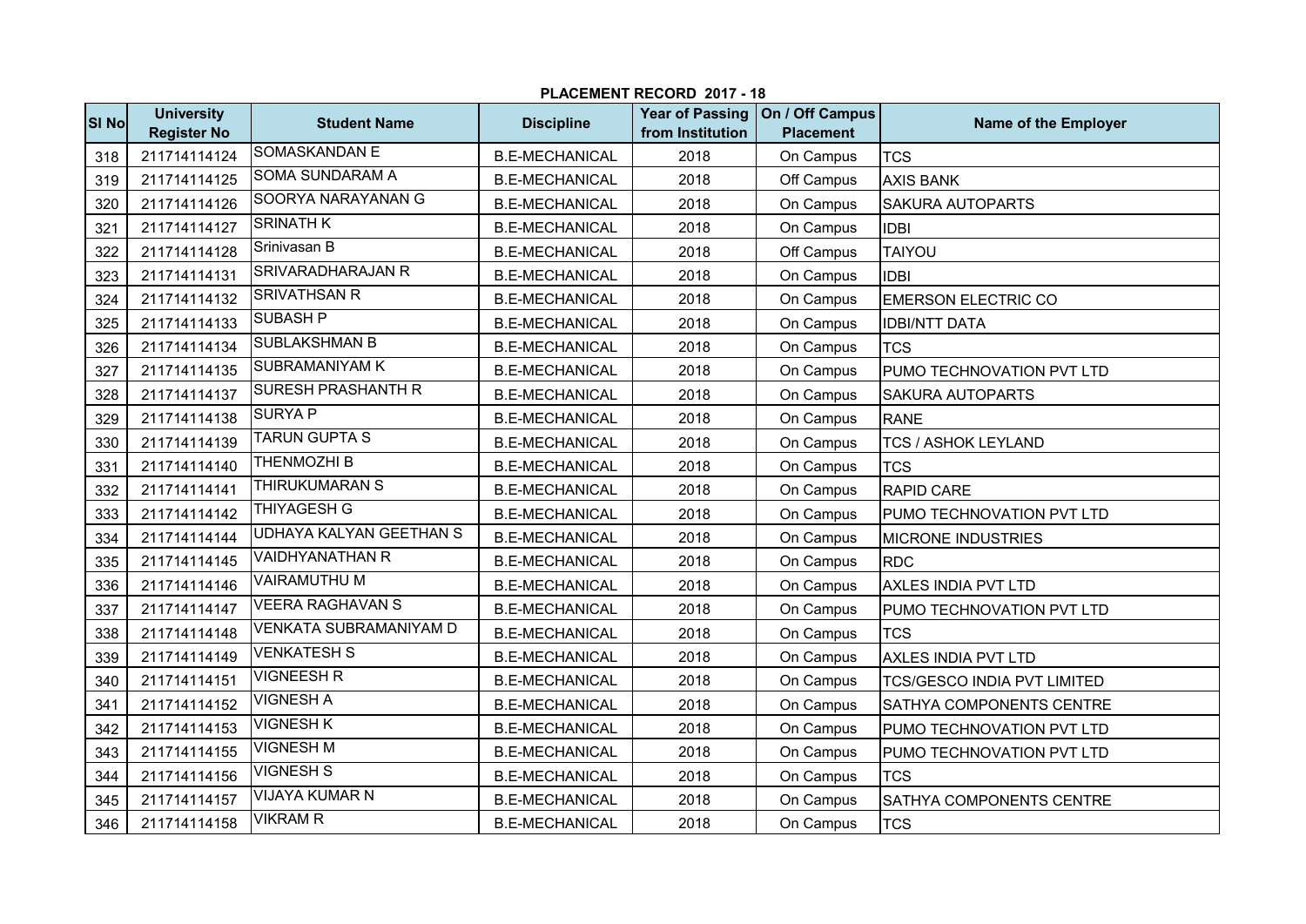**PLACEMENT RECORD 2017 - 18**

| Sl No | University Register No | Student Name | Discipline | Year of Passing from Institution | On / Off Campus Placement | Name of the Employer |
|---|---|---|---|---|---|---|
| 318 | 211714114124 | SOMASKANDAN E | B.E-MECHANICAL | 2018 | On Campus | TCS |
| 319 | 211714114125 | SOMA SUNDARAM A | B.E-MECHANICAL | 2018 | Off Campus | AXIS BANK |
| 320 | 211714114126 | SOORYA NARAYANAN G | B.E-MECHANICAL | 2018 | On Campus | SAKURA AUTOPARTS |
| 321 | 211714114127 | SRINATH K | B.E-MECHANICAL | 2018 | On Campus | IDBI |
| 322 | 211714114128 | Srinivasan B | B.E-MECHANICAL | 2018 | Off Campus | TAIYOU |
| 323 | 211714114131 | SRIVARADHARAJAN R | B.E-MECHANICAL | 2018 | On Campus | IDBI |
| 324 | 211714114132 | SRIVATHSAN R | B.E-MECHANICAL | 2018 | On Campus | EMERSON ELECTRIC CO |
| 325 | 211714114133 | SUBASH P | B.E-MECHANICAL | 2018 | On Campus | IDBI/NTT DATA |
| 326 | 211714114134 | SUBLAKSHMAN B | B.E-MECHANICAL | 2018 | On Campus | TCS |
| 327 | 211714114135 | SUBRAMANIYAM K | B.E-MECHANICAL | 2018 | On Campus | PUMO TECHNOVATION PVT LTD |
| 328 | 211714114137 | SURESH PRASHANTH R | B.E-MECHANICAL | 2018 | On Campus | SAKURA AUTOPARTS |
| 329 | 211714114138 | SURYA P | B.E-MECHANICAL | 2018 | On Campus | RANE |
| 330 | 211714114139 | TARUN GUPTA S | B.E-MECHANICAL | 2018 | On Campus | TCS / ASHOK LEYLAND |
| 331 | 211714114140 | THENMOZHI B | B.E-MECHANICAL | 2018 | On Campus | TCS |
| 332 | 211714114141 | THIRUKUMARAN S | B.E-MECHANICAL | 2018 | On Campus | RAPID CARE |
| 333 | 211714114142 | THIYAGESH G | B.E-MECHANICAL | 2018 | On Campus | PUMO TECHNOVATION PVT LTD |
| 334 | 211714114144 | UDHAYA KALYAN GEETHAN S | B.E-MECHANICAL | 2018 | On Campus | MICRONE INDUSTRIES |
| 335 | 211714114145 | VAIDHYANATHAN R | B.E-MECHANICAL | 2018 | On Campus | RDC |
| 336 | 211714114146 | VAIRAMUTHU M | B.E-MECHANICAL | 2018 | On Campus | AXLES INDIA PVT LTD |
| 337 | 211714114147 | VEERA RAGHAVAN S | B.E-MECHANICAL | 2018 | On Campus | PUMO TECHNOVATION PVT LTD |
| 338 | 211714114148 | VENKATA SUBRAMANIYAM D | B.E-MECHANICAL | 2018 | On Campus | TCS |
| 339 | 211714114149 | VENKATESH S | B.E-MECHANICAL | 2018 | On Campus | AXLES INDIA PVT LTD |
| 340 | 211714114151 | VIGNEESH R | B.E-MECHANICAL | 2018 | On Campus | TCS/GESCO INDIA PVT LIMITED |
| 341 | 211714114152 | VIGNESH A | B.E-MECHANICAL | 2018 | On Campus | SATHYA COMPONENTS CENTRE |
| 342 | 211714114153 | VIGNESH K | B.E-MECHANICAL | 2018 | On Campus | PUMO TECHNOVATION PVT LTD |
| 343 | 211714114155 | VIGNESH M | B.E-MECHANICAL | 2018 | On Campus | PUMO TECHNOVATION PVT LTD |
| 344 | 211714114156 | VIGNESH S | B.E-MECHANICAL | 2018 | On Campus | TCS |
| 345 | 211714114157 | VIJAYA KUMAR N | B.E-MECHANICAL | 2018 | On Campus | SATHYA COMPONENTS CENTRE |
| 346 | 211714114158 | VIKRAM R | B.E-MECHANICAL | 2018 | On Campus | TCS |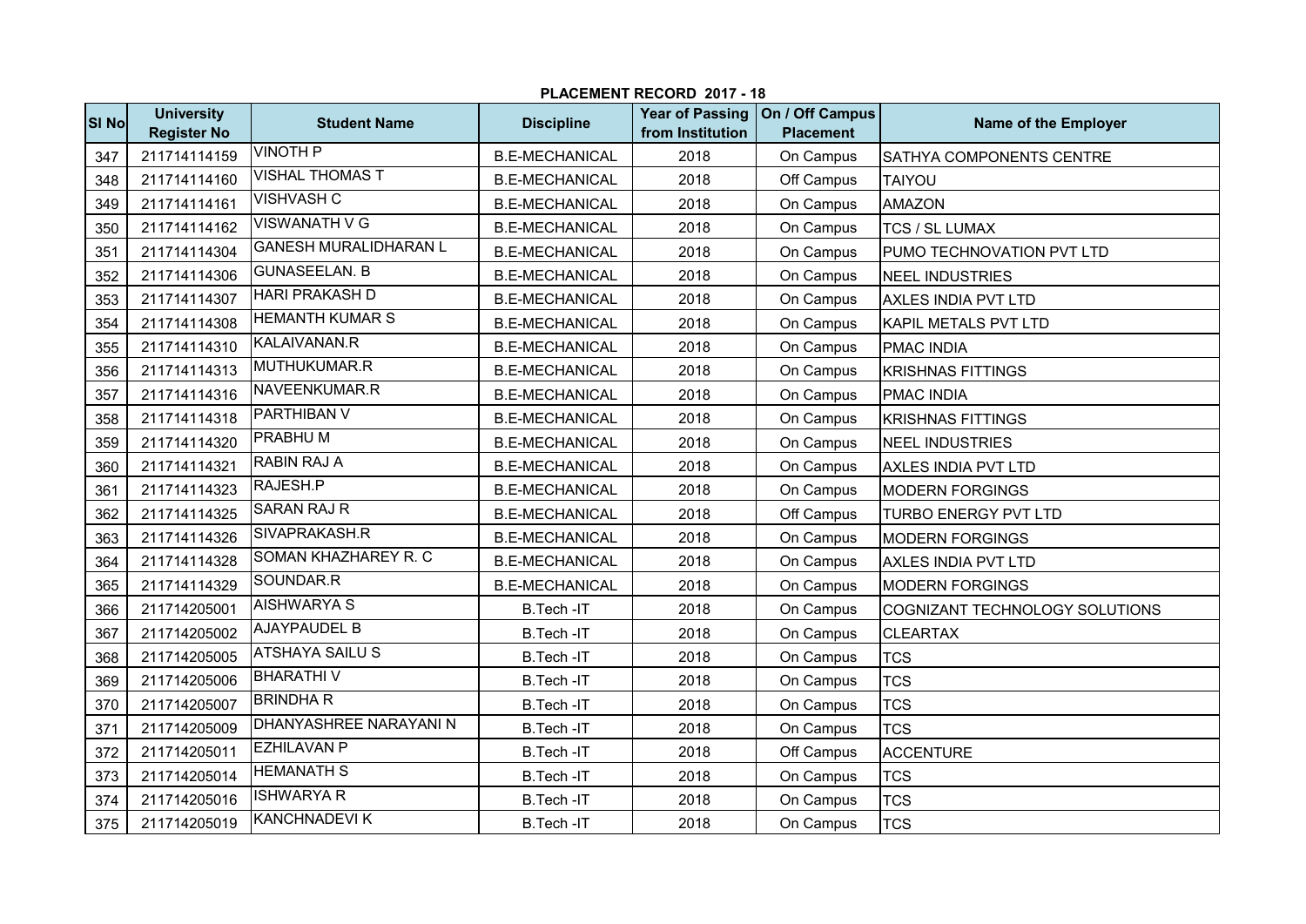**PLACEMENT RECORD 2017 - 18**

| Sl No | University Register No | Student Name | Discipline | Year of Passing from Institution | On / Off Campus Placement | Name of the Employer |
|---|---|---|---|---|---|---|
| 347 | 211714114159 | VINOTH P | B.E-MECHANICAL | 2018 | On Campus | SATHYA COMPONENTS CENTRE |
| 348 | 211714114160 | VISHAL THOMAS T | B.E-MECHANICAL | 2018 | Off Campus | TAIYOU |
| 349 | 211714114161 | VISHVASH C | B.E-MECHANICAL | 2018 | On Campus | AMAZON |
| 350 | 211714114162 | VISWANATH V G | B.E-MECHANICAL | 2018 | On Campus | TCS / SL LUMAX |
| 351 | 211714114304 | GANESH MURALIDHARAN L | B.E-MECHANICAL | 2018 | On Campus | PUMO TECHNOVATION PVT LTD |
| 352 | 211714114306 | GUNASEELAN. B | B.E-MECHANICAL | 2018 | On Campus | NEEL INDUSTRIES |
| 353 | 211714114307 | HARI PRAKASH D | B.E-MECHANICAL | 2018 | On Campus | AXLES INDIA PVT LTD |
| 354 | 211714114308 | HEMANTH KUMAR S | B.E-MECHANICAL | 2018 | On Campus | KAPIL METALS PVT LTD |
| 355 | 211714114310 | KALAIVANAN.R | B.E-MECHANICAL | 2018 | On Campus | PMAC INDIA |
| 356 | 211714114313 | MUTHUKUMAR.R | B.E-MECHANICAL | 2018 | On Campus | KRISHNAS FITTINGS |
| 357 | 211714114316 | NAVEENKUMAR.R | B.E-MECHANICAL | 2018 | On Campus | PMAC INDIA |
| 358 | 211714114318 | PARTHIBAN V | B.E-MECHANICAL | 2018 | On Campus | KRISHNAS FITTINGS |
| 359 | 211714114320 | PRABHU M | B.E-MECHANICAL | 2018 | On Campus | NEEL INDUSTRIES |
| 360 | 211714114321 | RABIN RAJ A | B.E-MECHANICAL | 2018 | On Campus | AXLES INDIA PVT LTD |
| 361 | 211714114323 | RAJESH.P | B.E-MECHANICAL | 2018 | On Campus | MODERN FORGINGS |
| 362 | 211714114325 | SARAN RAJ R | B.E-MECHANICAL | 2018 | Off Campus | TURBO ENERGY PVT LTD |
| 363 | 211714114326 | SIVAPRAKASH.R | B.E-MECHANICAL | 2018 | On Campus | MODERN FORGINGS |
| 364 | 211714114328 | SOMAN KHAZHAREY R. C | B.E-MECHANICAL | 2018 | On Campus | AXLES INDIA PVT LTD |
| 365 | 211714114329 | SOUNDAR.R | B.E-MECHANICAL | 2018 | On Campus | MODERN FORGINGS |
| 366 | 211714205001 | AISHWARYA S | B.Tech -IT | 2018 | On Campus | COGNIZANT TECHNOLOGY SOLUTIONS |
| 367 | 211714205002 | AJAYPAUDEL B | B.Tech -IT | 2018 | On Campus | CLEARTAX |
| 368 | 211714205005 | ATSHAYA SAILU S | B.Tech -IT | 2018 | On Campus | TCS |
| 369 | 211714205006 | BHARATHI V | B.Tech -IT | 2018 | On Campus | TCS |
| 370 | 211714205007 | BRINDHA R | B.Tech -IT | 2018 | On Campus | TCS |
| 371 | 211714205009 | DHANYASHREE NARAYANI N | B.Tech -IT | 2018 | On Campus | TCS |
| 372 | 211714205011 | EZHILAVAN P | B.Tech -IT | 2018 | Off Campus | ACCENTURE |
| 373 | 211714205014 | HEMANATH S | B.Tech -IT | 2018 | On Campus | TCS |
| 374 | 211714205016 | ISHWARYA R | B.Tech -IT | 2018 | On Campus | TCS |
| 375 | 211714205019 | KANCHNADEVI K | B.Tech -IT | 2018 | On Campus | TCS |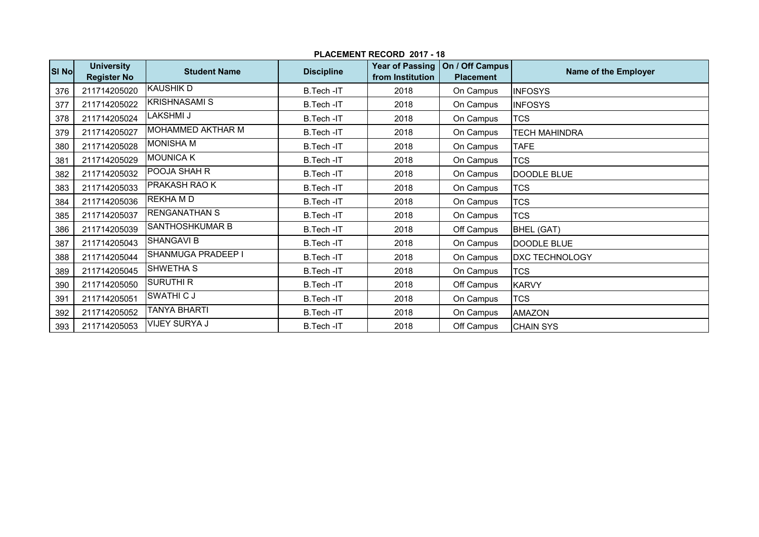**PLACEMENT RECORD 2017 - 18**

| SI No | University Register No | Student Name | Discipline | Year of Passing from Institution | On / Off Campus Placement | Name of the Employer |
|---|---|---|---|---|---|---|
| 376 | 211714205020 | KAUSHIK D | B.Tech -IT | 2018 | On Campus | INFOSYS |
| 377 | 211714205022 | KRISHNASAMI S | B.Tech -IT | 2018 | On Campus | INFOSYS |
| 378 | 211714205024 | LAKSHMI J | B.Tech -IT | 2018 | On Campus | TCS |
| 379 | 211714205027 | MOHAMMED AKTHAR M | B.Tech -IT | 2018 | On Campus | TECH MAHINDRA |
| 380 | 211714205028 | MONISHA M | B.Tech -IT | 2018 | On Campus | TAFE |
| 381 | 211714205029 | MOUNICA K | B.Tech -IT | 2018 | On Campus | TCS |
| 382 | 211714205032 | POOJA SHAH R | B.Tech -IT | 2018 | On Campus | DOODLE BLUE |
| 383 | 211714205033 | PRAKASH RAO K | B.Tech -IT | 2018 | On Campus | TCS |
| 384 | 211714205036 | REKHA M D | B.Tech -IT | 2018 | On Campus | TCS |
| 385 | 211714205037 | RENGANATHAN S | B.Tech -IT | 2018 | On Campus | TCS |
| 386 | 211714205039 | SANTHOSHKUMAR B | B.Tech -IT | 2018 | Off Campus | BHEL (GAT) |
| 387 | 211714205043 | SHANGAVI B | B.Tech -IT | 2018 | On Campus | DOODLE BLUE |
| 388 | 211714205044 | SHANMUGA PRADEEP I | B.Tech -IT | 2018 | On Campus | DXC TECHNOLOGY |
| 389 | 211714205045 | SHWETHA S | B.Tech -IT | 2018 | On Campus | TCS |
| 390 | 211714205050 | SURUTHI R | B.Tech -IT | 2018 | Off Campus | KARVY |
| 391 | 211714205051 | SWATHI C J | B.Tech -IT | 2018 | On Campus | TCS |
| 392 | 211714205052 | TANYA BHARTI | B.Tech -IT | 2018 | On Campus | AMAZON |
| 393 | 211714205053 | VIJEY SURYA J | B.Tech -IT | 2018 | Off Campus | CHAIN SYS |